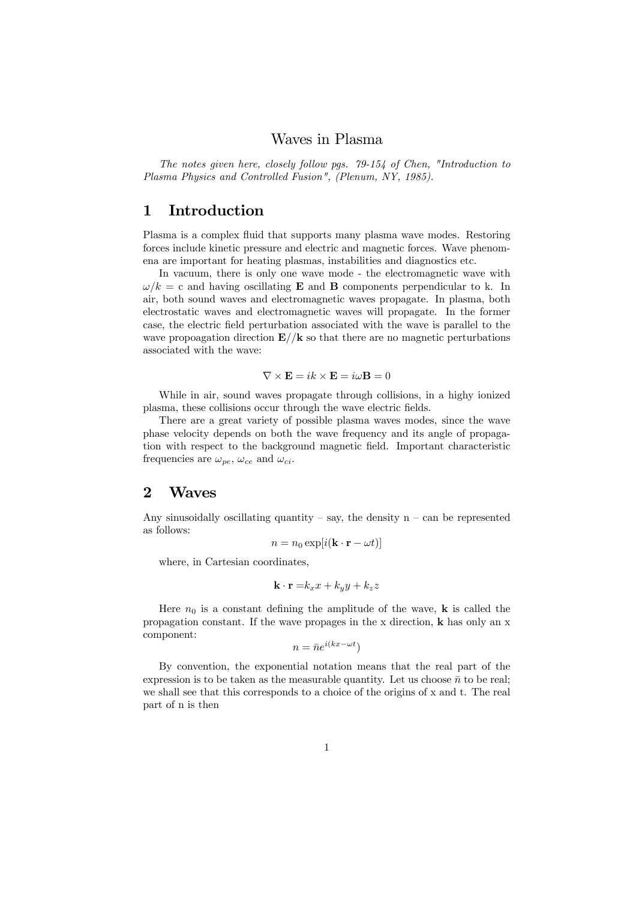# Waves in Plasma

*The notes given here, closely follow pgs. 79-154 of Chen, "Introduction to Plasma Physics and Controlled Fusion", (Plenum, NY, 1985).*

## 1 Introduction

Plasma is a complex fluid that supports many plasma wave modes. Restoring forces include kinetic pressure and electric and magnetic forces. Wave phenomena are important for heating plasmas, instabilities and diagnostics etc.

In vacuum, there is only one wave mode - the electromagnetic wave with $\omega/k$ = c and having oscillating **E** and **B** components perpendicular to k. In air, both sound waves and electromagnetic waves propagate. In plasma, both electrostatic waves and electromagnetic waves will propagate. In the former case, the electric field perturbation associated with the wave is parallel to the wave propoagation direction $\mathbf{E}//\mathbf{k}$ so that there are no magnetic perturbations associated with the wave:

$$\nabla \times \mathbf{E} = ik \times \mathbf{E} = i\omega\mathbf{B} = 0$$

While in air, sound waves propagate through collisions, in a highy ionized plasma, these collisions occur through the wave electric fields.

There are a great variety of possible plasma waves modes, since the wave phase velocity depends on both the wave frequency and its angle of propagation with respect to the background magnetic field. Important characteristic frequencies are $\omega_{pe}$, $\omega_{ce}$ and $\omega_{ci}$.

## 2 Waves

Any sinusoidally oscillating quantity – say, the density n – can be represented as follows:

$$n = n_0 \exp[i(\mathbf{k} \cdot \mathbf{r} - \omega t)]$$

where, in Cartesian coordinates,

$$\mathbf{k} \cdot \mathbf{r} = k_x x + k_y y + k_z z$$

Here $n_0$ is a constant defining the amplitude of the wave, **k** is called the propagation constant. If the wave propages in the x direction, **k** has only an x component:

$$n = \bar{n} e^{i(kx - \omega t})$$

By convention, the exponential notation means that the real part of the expression is to be taken as the measurable quantity. Let us choose $\bar{n}$ to be real; we shall see that this corresponds to a choice of the origins of x and t. The real part of n is then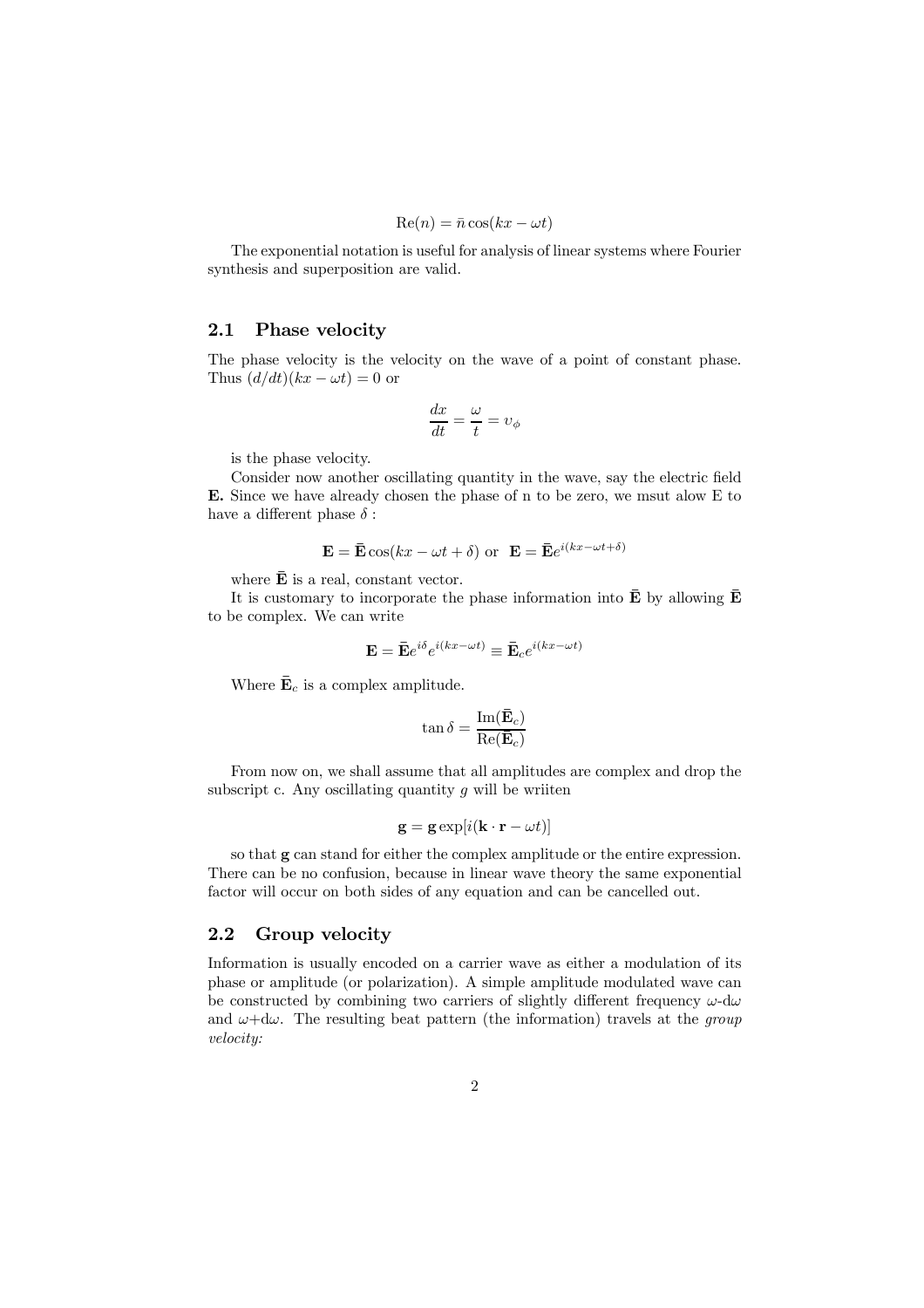$$\mathrm{Re}(n) = \bar{n}\cos(kx - \omega t)$$

The exponential notation is useful for analysis of linear systems where Fourier synthesis and superposition are valid.

## 2.1 Phase velocity

The phase velocity is the velocity on the wave of a point of constant phase. Thus $(d/dt)(kx - \omega t) = 0$ or

$$\frac{dx}{dt} = \frac{\omega}{t} = \upsilon_\phi$$

is the phase velocity.

Consider now another oscillating quantity in the wave, say the electric field **E.** Since we have already chosen the phase of n to be zero, we msut alow E to have a different phase $\delta$ :

$$\mathbf{E} = \bar{\mathbf{E}}\cos(kx - \omega t + \delta) \text{ or } \mathbf{E} = \bar{\mathbf{E}}e^{i(kx-\omega t+\delta)}$$

where $\bar{\mathbf{E}}$ is a real, constant vector.

It is customary to incorporate the phase information into $\bar{\mathbf{E}}$ by allowing $\bar{\mathbf{E}}$ to be complex. We can write

$$\mathbf{E} = \bar{\mathbf{E}}e^{i\delta}e^{i(kx-\omega t)} \equiv \bar{\mathbf{E}}_c e^{i(kx-\omega t)}$$

Where $\bar{\mathbf{E}}_c$ is a complex amplitude.

$$\tan\delta = \frac{\mathrm{Im}(\bar{\mathbf{E}}_c)}{\mathrm{Re}(\bar{\mathbf{E}}_c)}$$

From now on, we shall assume that all amplitudes are complex and drop the subscript c. Any oscillating quantity $g$ will be wriiten

$$\mathbf{g} = \mathbf{g}\exp[i(\mathbf{k}\cdot\mathbf{r} - \omega t)]$$

so that **g** can stand for either the complex amplitude or the entire expression. There can be no confusion, because in linear wave theory the same exponential factor will occur on both sides of any equation and can be cancelled out.

## 2.2 Group velocity

Information is usually encoded on a carrier wave as either a modulation of its phase or amplitude (or polarization). A simple amplitude modulated wave can be constructed by combining two carriers of slightly different frequency $\omega$-d$\omega$ and $\omega$+d$\omega$. The resulting beat pattern (the information) travels at the *group velocity:*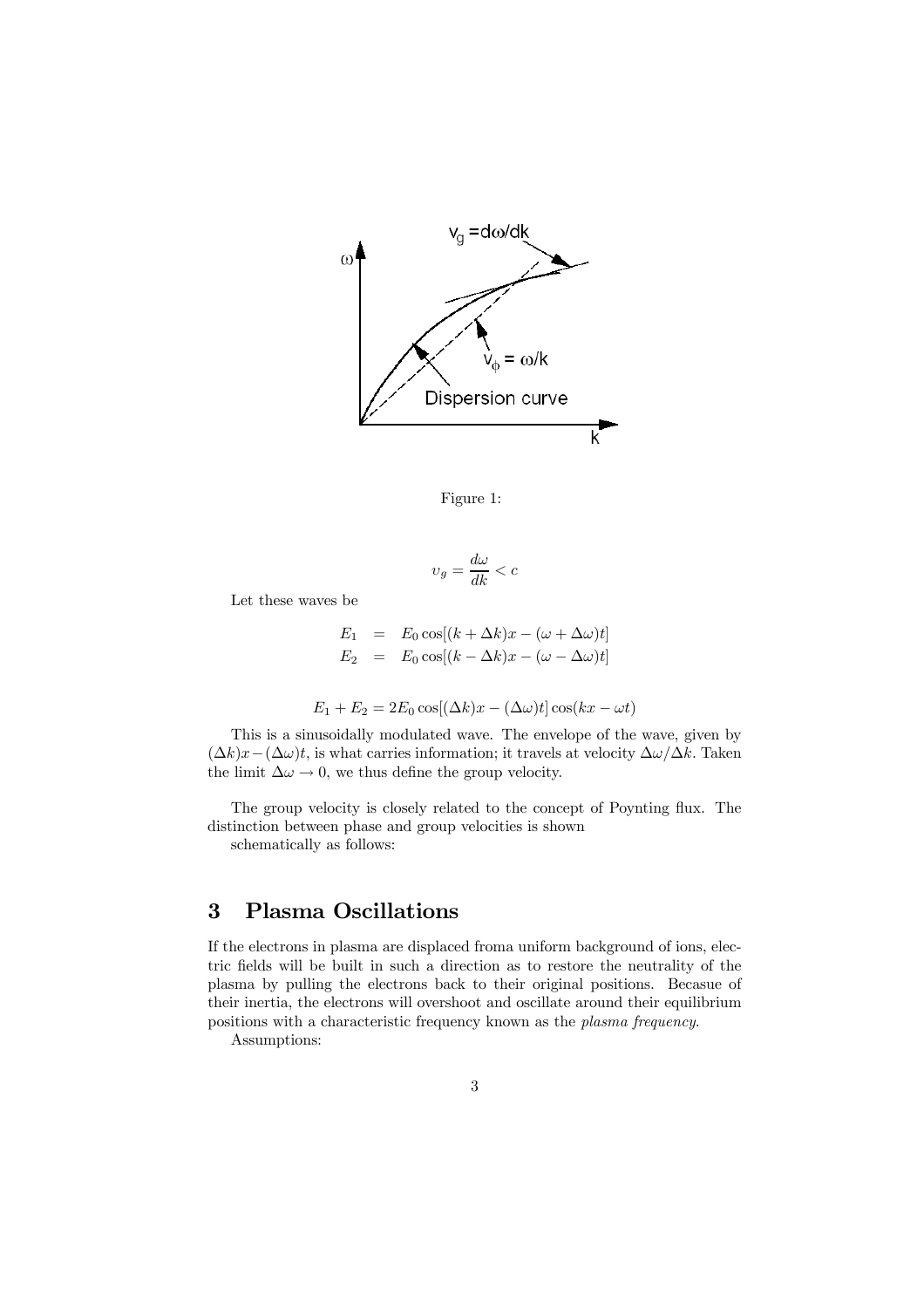Figure 1:

$$v_g = \frac{d\omega}{dk} < c$$

Let these waves be

$$E_1 = E_0 \cos[(k + \Delta k)x - (\omega + \Delta\omega)t]$$
$$E_2 = E_0 \cos[(k - \Delta k)x - (\omega - \Delta\omega)t]$$

$$E_1 + E_2 = 2E_0 \cos[(\Delta k)x - (\Delta\omega)t] \cos(kx - \omega t)$$

This is a sinusoidally modulated wave. The envelope of the wave, given by $(\Delta k)x - (\Delta\omega)t$, is what carries information; it travels at velocity $\Delta\omega/\Delta k$. Taken the limit $\Delta\omega \rightarrow 0$, we thus define the group velocity.

The group velocity is closely related to the concept of Poynting flux. The distinction between phase and group velocities is shown
schematically as follows:

## 3 Plasma Oscillations

If the electrons in plasma are displaced froma uniform background of ions, electric fields will be built in such a direction as to restore the neutrality of the plasma by pulling the electrons back to their original positions. Becasue of their inertia, the electrons will overshoot and oscillate around their equilibrium positions with a characteristic frequency known as the *plasma frequency*.

Assumptions: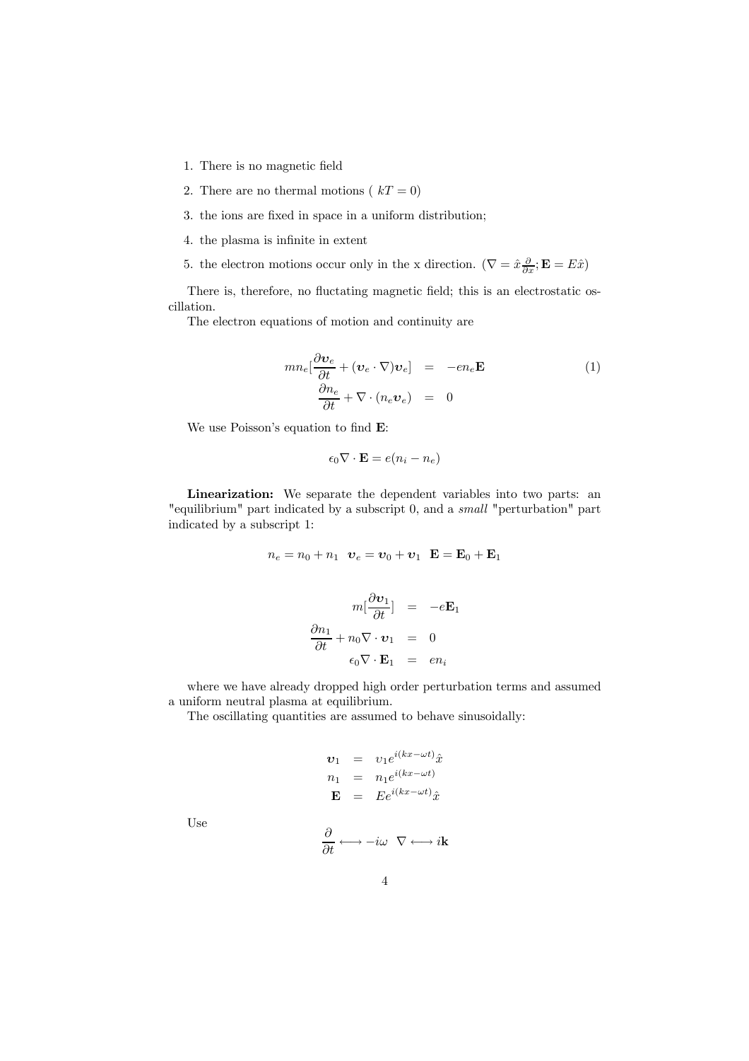1. There is no magnetic field
2. There are no thermal motions ( $kT = 0$)
3. the ions are fixed in space in a uniform distribution;
4. the plasma is infinite in extent
5. the electron motions occur only in the x direction. ($\nabla = \hat{x}\frac{\partial}{\partial x}; \mathbf{E} = E\hat{x}$)

There is, therefore, no fluctating magnetic field; this is an electrostatic oscillation.

The electron equations of motion and continuity are

$$
\begin{aligned}
mn_e[\frac{\partial \boldsymbol{v}_e}{\partial t} + (\boldsymbol{v}_e \cdot \nabla)\boldsymbol{v}_e] &= -en_e\mathbf{E} \\
\frac{\partial n_e}{\partial t} + \nabla \cdot (n_e \boldsymbol{v}_e) &= 0
\end{aligned}
\tag{1}
$$

We use Poisson's equation to find $\mathbf{E}$:

$$
\epsilon_0 \nabla \cdot \mathbf{E} = e(n_i - n_e)
$$

**Linearization:** We separate the dependent variables into two parts: an "equilibrium" part indicated by a subscript 0, and a *small* "perturbation" part indicated by a subscript 1:

$$
n_e = n_0 + n_1 \quad \boldsymbol{v}_e = \boldsymbol{v}_0 + \boldsymbol{v}_1 \quad \mathbf{E} = \mathbf{E}_0 + \mathbf{E}_1
$$

$$
\begin{aligned}
m[\frac{\partial \boldsymbol{v}_1}{\partial t}] &= -e\mathbf{E}_1 \\
\frac{\partial n_1}{\partial t} + n_0 \nabla \cdot \boldsymbol{v}_1 &= 0 \\
\epsilon_0 \nabla \cdot \mathbf{E}_1 &= en_i
\end{aligned}
$$

where we have already dropped high order perturbation terms and assumed a uniform neutral plasma at equilibrium.

The oscillating quantities are assumed to behave sinusoidally:

$$
\begin{aligned}
\boldsymbol{v}_1 &= v_1 e^{i(kx-\omega t)}\hat{x} \\
n_1 &= n_1 e^{i(kx-\omega t)} \\
\mathbf{E} &= E e^{i(kx-\omega t)}\hat{x}
\end{aligned}
$$

Use

$$
\frac{\partial}{\partial t} \longleftrightarrow -i\omega \quad \nabla \longleftrightarrow i\mathbf{k}
$$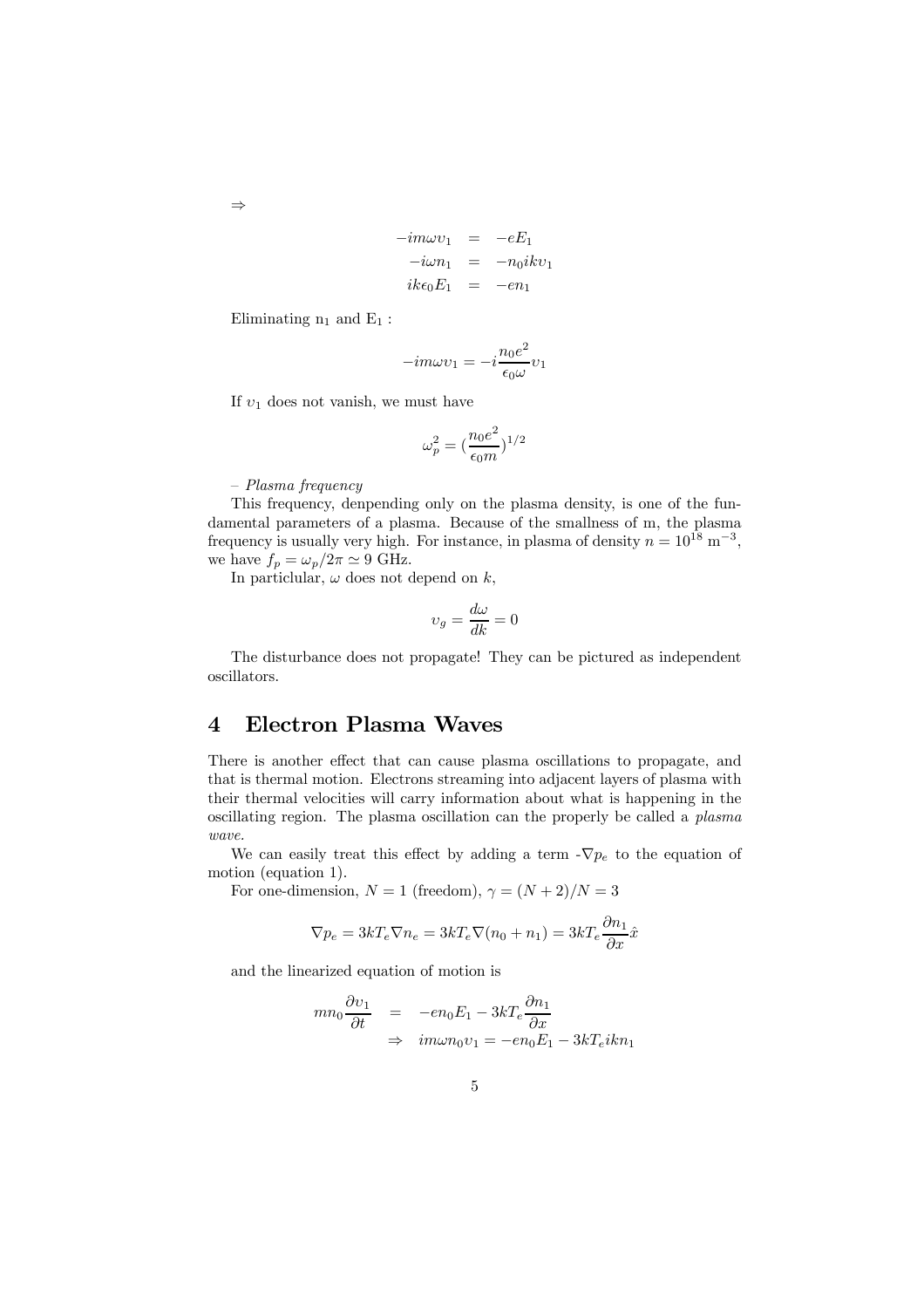$\Rightarrow$

$$
\begin{aligned}
-im\omega v_1 &= -eE_1 \\
-i\omega n_1 &= -n_0 ikv_1 \\
ik\epsilon_0 E_1 &= -en_1
\end{aligned}
$$

Eliminating $n_1$ and $E_1$ :

$$
-im\omega v_1 = -i\frac{n_0 e^2}{\epsilon_0 \omega} v_1
$$

If $v_1$ does not vanish, we must have

$$
\omega_p^2 = (\frac{n_0 e^2}{\epsilon_0 m})^{1/2}
$$

– *Plasma frequency*

This frequency, denpending only on the plasma density, is one of the fundamental parameters of a plasma. Because of the smallness of m, the plasma frequency is usually very high. For instance, in plasma of density $n = 10^{18}$ m$^{-3}$, we have $f_p = \omega_p/2\pi \simeq 9$ GHz.

In particlular, $\omega$ does not depend on $k$,

$$
v_g = \frac{d\omega}{dk} = 0
$$

The disturbance does not propagate! They can be pictured as independent oscillators.

# 4 Electron Plasma Waves

There is another effect that can cause plasma oscillations to propagate, and that is thermal motion. Electrons streaming into adjacent layers of plasma with their thermal velocities will carry information about what is happening in the oscillating region. The plasma oscillation can the properly be called a *plasma wave*.

We can easily treat this effect by adding a term $-\nabla p_e$ to the equation of motion (equation 1).

For one-dimension, $N = 1$ (freedom), $\gamma = (N + 2)/N = 3$

$$
\nabla p_e = 3kT_e \nabla n_e = 3kT_e \nabla (n_0 + n_1) = 3kT_e \frac{\partial n_1}{\partial x}\hat{x}
$$

and the linearized equation of motion is

$$
\begin{aligned}
mn_0 \frac{\partial v_1}{\partial t} &= -en_0 E_1 - 3kT_e \frac{\partial n_1}{\partial x} \\
&\Rightarrow \quad im\omega n_0 v_1 = -en_0 E_1 - 3kT_e ikn_1
\end{aligned}
$$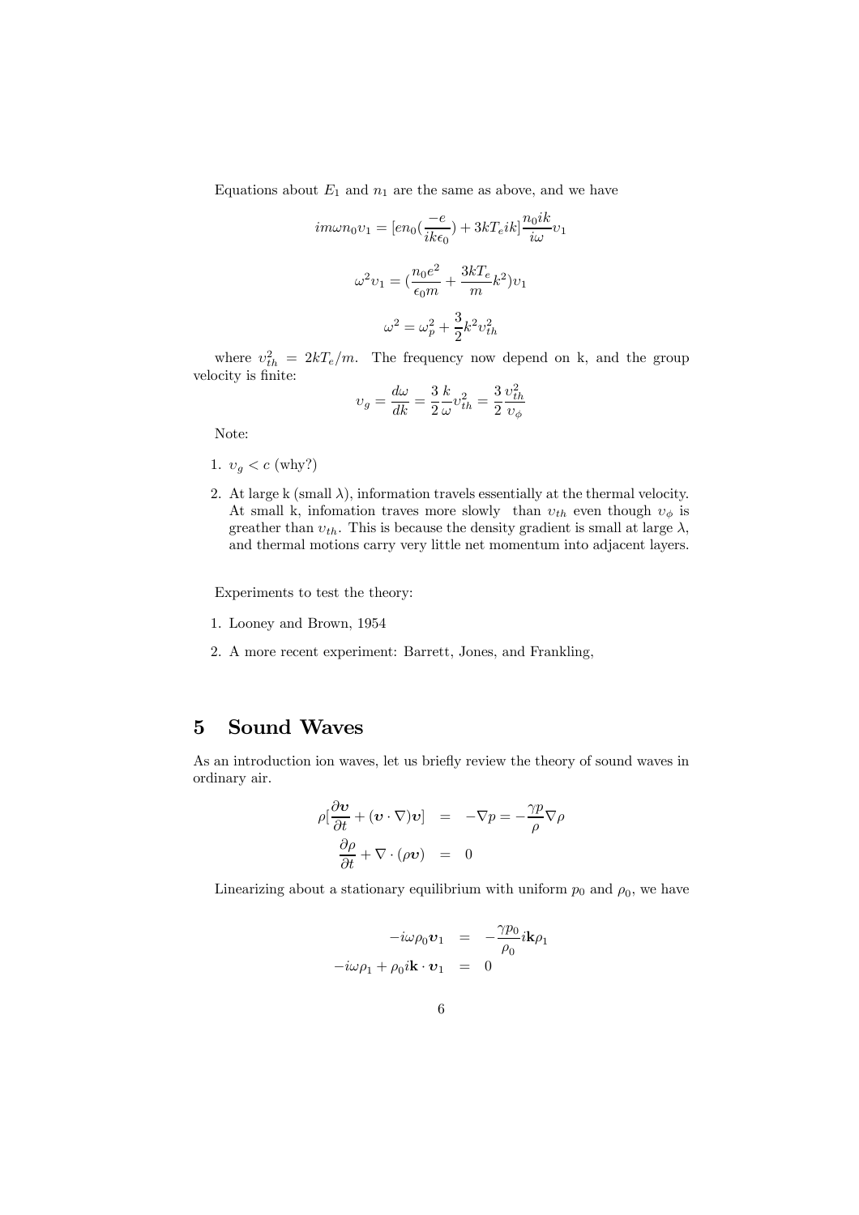Equations about $E_1$ and $n_1$ are the same as above, and we have

$$im\omega n_0 \upsilon_1 = [en_0(\frac{-e}{ik\epsilon_0}) + 3kT_e ik]\frac{n_0 ik}{i\omega}\upsilon_1$$

$$\omega^2 \upsilon_1 = (\frac{n_0 e^2}{\epsilon_0 m} + \frac{3kT_e}{m}k^2)\upsilon_1$$

$$\omega^2 = \omega_p^2 + \frac{3}{2}k^2 \upsilon_{th}^2$$

where $\upsilon_{th}^2 = 2kT_e/m$. The frequency now depend on k, and the group velocity is finite:

$$\upsilon_g = \frac{d\omega}{dk} = \frac{3}{2}\frac{k}{\omega}\upsilon_{th}^2 = \frac{3}{2}\frac{\upsilon_{th}^2}{\upsilon_\phi}$$

Note:

1. $\upsilon_g < c$ (why?)
2. At large k (small $\lambda$), information travels essentially at the thermal velocity. At small k, infomation traves more slowly than $\upsilon_{th}$ even though $\upsilon_\phi$ is greather than $\upsilon_{th}$. This is because the density gradient is small at large $\lambda$, and thermal motions carry very little net momentum into adjacent layers.

Experiments to test the theory:

1. Looney and Brown, 1954
2. A more recent experiment: Barrett, Jones, and Frankling,

# 5 Sound Waves

As an introduction ion waves, let us briefly review the theory of sound waves in ordinary air.

$$\begin{aligned}
\rho[\frac{\partial \boldsymbol{\upsilon}}{\partial t} + (\boldsymbol{\upsilon} \cdot \nabla)\boldsymbol{\upsilon}] &= -\nabla p = -\frac{\gamma p}{\rho}\nabla \rho \\
\frac{\partial \rho}{\partial t} + \nabla \cdot (\rho \boldsymbol{\upsilon}) &= 0
\end{aligned}$$

Linearizing about a stationary equilibrium with uniform $p_0$ and $\rho_0$, we have

$$\begin{aligned}
-i\omega \rho_0 \boldsymbol{\upsilon}_1 &= -\frac{\gamma p_0}{\rho_0} i\mathbf{k}\rho_1 \\
-i\omega \rho_1 + \rho_0 i\mathbf{k} \cdot \boldsymbol{\upsilon}_1 &= 0
\end{aligned}$$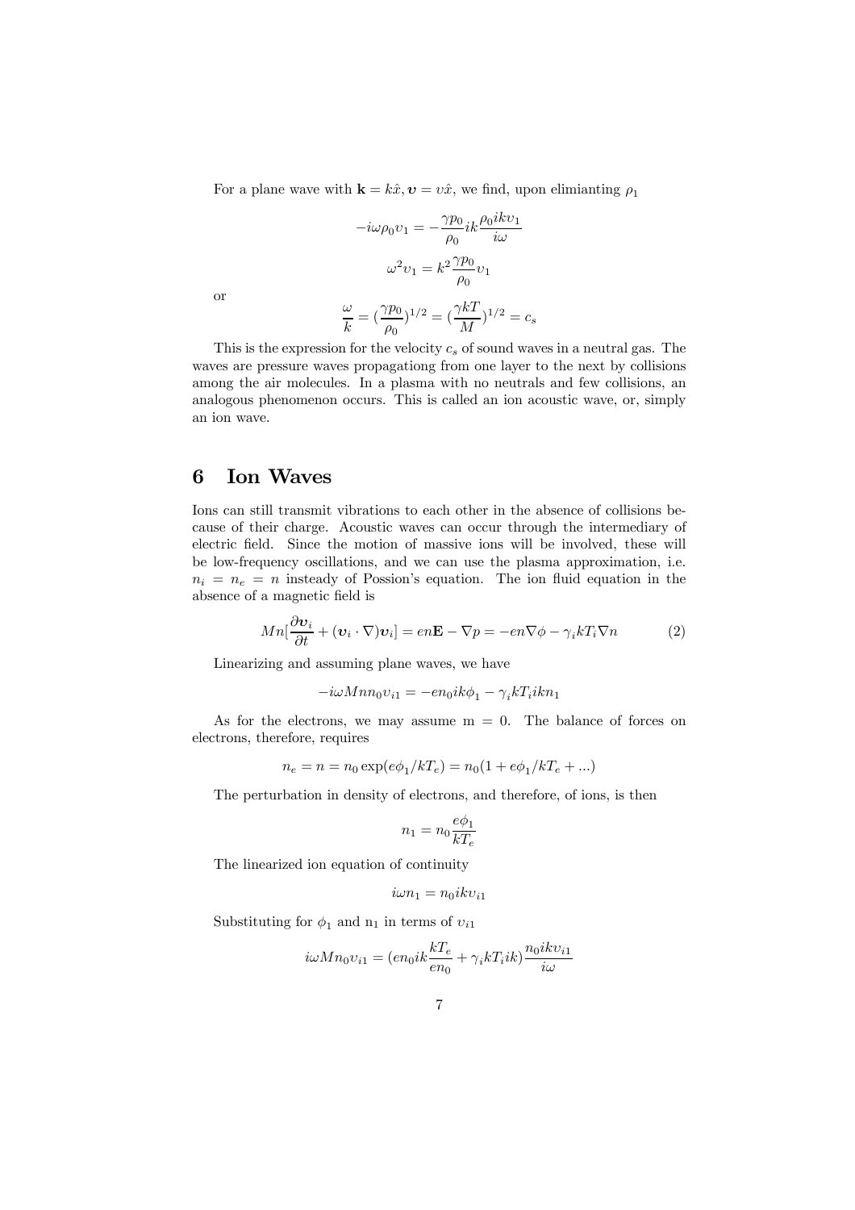For a plane wave with $\mathbf{k} = k\hat{x}, \boldsymbol{v} = v\hat{x}$, we find, upon elimianting $\rho_1$

$$-i\omega\rho_0 v_1 = -\frac{\gamma p_0}{\rho_0} ik \frac{\rho_0 ikv_1}{i\omega}$$

$$\omega^2 v_1 = k^2 \frac{\gamma p_0}{\rho_0} v_1$$

or

$$\frac{\omega}{k} = (\frac{\gamma p_0}{\rho_0})^{1/2} = (\frac{\gamma kT}{M})^{1/2} = c_s$$

This is the expression for the velocity $c_s$ of sound waves in a neutral gas. The waves are pressure waves propagationg from one layer to the next by collisions among the air molecules. In a plasma with no neutrals and few collisions, an analogous phenomenon occurs. This is called an ion acoustic wave, or, simply an ion wave.

# 6 Ion Waves

Ions can still transmit vibrations to each other in the absence of collisions because of their charge. Acoustic waves can occur through the intermediary of electric field. Since the motion of massive ions will be involved, these will be low-frequency oscillations, and we can use the plasma approximation, i.e. $n_i = n_e = n$ insteady of Possion's equation. The ion fluid equation in the absence of a magnetic field is

$$Mn[\frac{\partial \boldsymbol{v}_i}{\partial t} + (\boldsymbol{v}_i \cdot \nabla)\boldsymbol{v}_i] = en\mathbf{E} - \nabla p = -en\nabla\phi - \gamma_i kT_i \nabla n \tag{2}$$

Linearizing and assuming plane waves, we have

$$-i\omega Mnn_0 v_{i1} = -en_0 ik\phi_1 - \gamma_i kT_i ikn_1$$

As for the electrons, we may assume m = 0. The balance of forces on electrons, therefore, requires

$$n_e = n = n_0 \exp(e\phi_1/kT_e) = n_0(1 + e\phi_1/kT_e + ...)$$

The perturbation in density of electrons, and therefore, of ions, is then

$$n_1 = n_0 \frac{e\phi_1}{kT_e}$$

The linearized ion equation of continuity

$$i\omega n_1 = n_0 ikv_{i1}$$

Substituting for $\phi_1$ and $n_1$ in terms of $v_{i1}$

$$i\omega Mn_0 v_{i1} = (en_0 ik\frac{kT_e}{en_0} + \gamma_i kT_i ik)\frac{n_0 ikv_{i1}}{i\omega}$$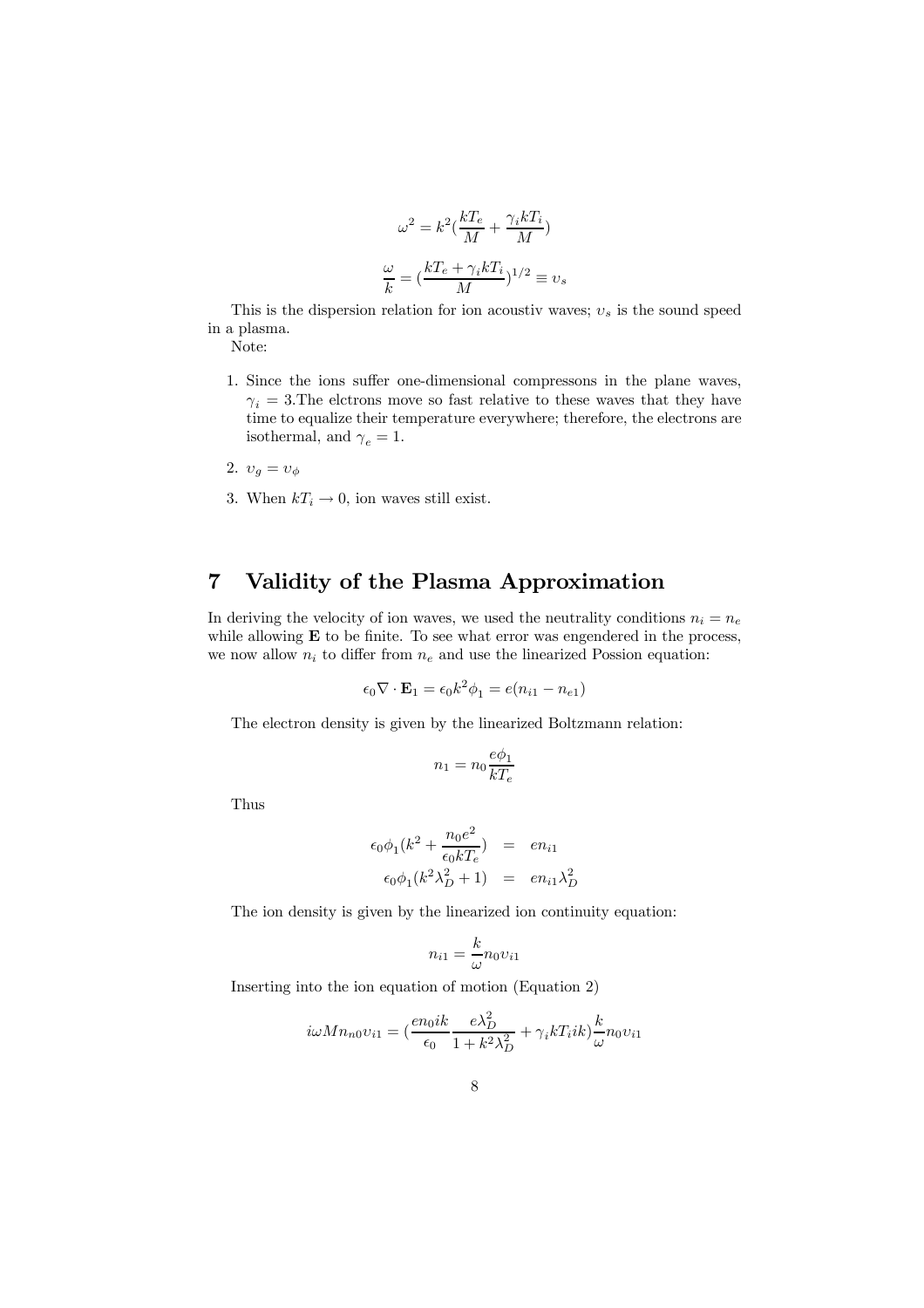$$\omega^2 = k^2(\frac{kT_e}{M} + \frac{\gamma_i kT_i}{M})$$

$$\frac{\omega}{k} = (\frac{kT_e + \gamma_i kT_i}{M})^{1/2} \equiv \upsilon_s$$

This is the dispersion relation for ion acoustiv waves; $\upsilon_s$ is the sound speed in a plasma.

Note:

1. Since the ions suffer one-dimensional compressons in the plane waves, $\gamma_i = 3$.The elctrons move so fast relative to these waves that they have time to equalize their temperature everywhere; therefore, the electrons are isothermal, and $\gamma_e = 1$.
2. $\upsilon_g = \upsilon_\phi$
3. When $kT_i \to 0$, ion waves still exist.

# 7 Validity of the Plasma Approximation

In deriving the velocity of ion waves, we used the neutrality conditions $n_i = n_e$ while allowing $\mathbf{E}$ to be finite. To see what error was engendered in the process, we now allow $n_i$ to differ from $n_e$ and use the linearized Possion equation:

$$\epsilon_0 \nabla \cdot \mathbf{E}_1 = \epsilon_0 k^2 \phi_1 = e(n_{i1} - n_{e1})$$

The electron density is given by the linearized Boltzmann relation:

$$n_1 = n_0 \frac{e\phi_1}{kT_e}$$

Thus

$$\begin{aligned} \epsilon_0 \phi_1 (k^2 + \frac{n_0 e^2}{\epsilon_0 kT_e}) &= e n_{i1} \\ \epsilon_0 \phi_1 (k^2 \lambda_D^2 + 1) &= e n_{i1} \lambda_D^2 \end{aligned}$$

The ion density is given by the linearized ion continuity equation:

$$n_{i1} = \frac{k}{\omega} n_0 \upsilon_{i1}$$

Inserting into the ion equation of motion (Equation 2)

$$i\omega M n_{n0} \upsilon_{i1} = (\frac{e n_0 ik}{\epsilon_0} \frac{e\lambda_D^2}{1 + k^2 \lambda_D^2} + \gamma_i kT_i ik) \frac{k}{\omega} n_0 \upsilon_{i1}$$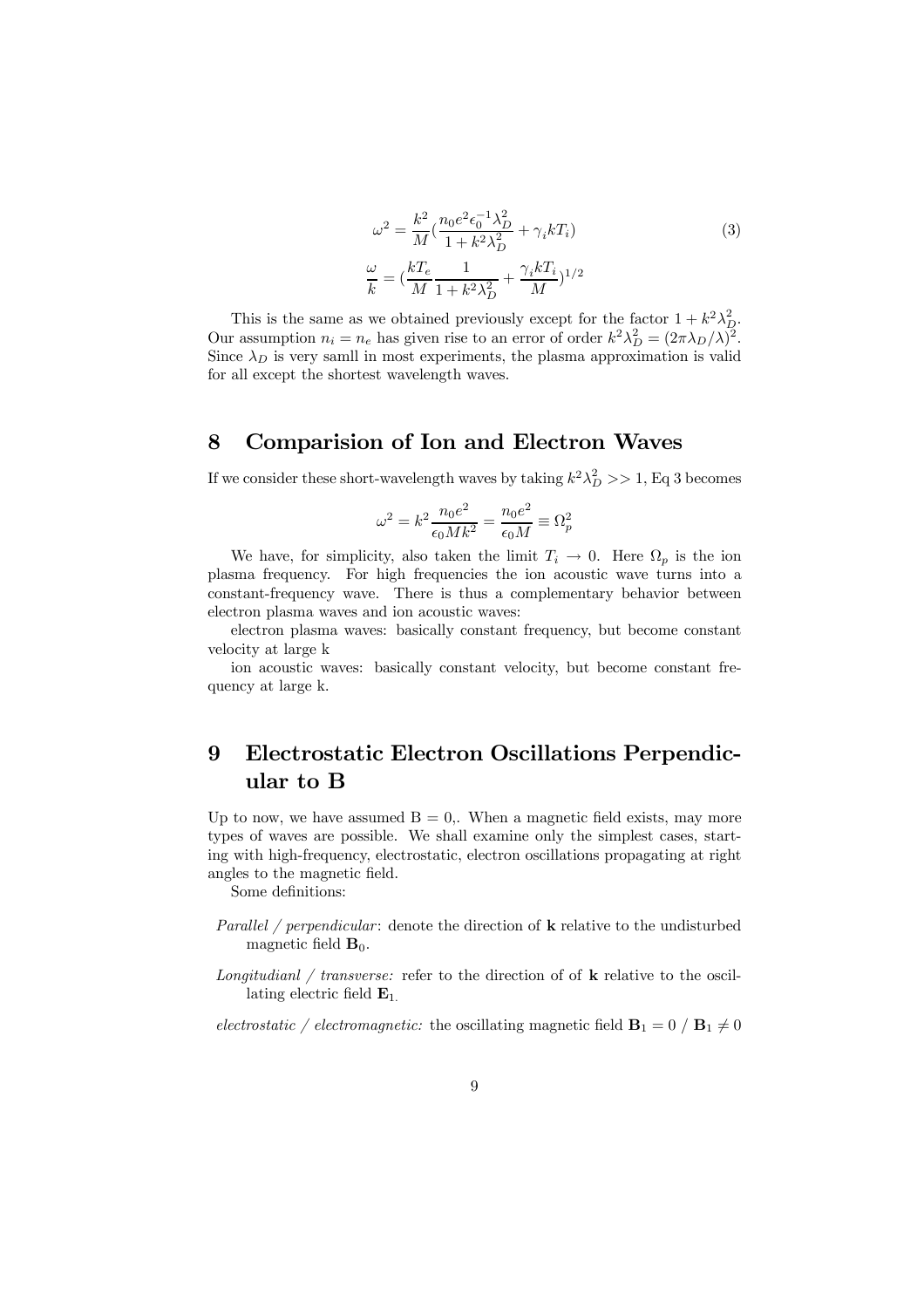$$\omega^2 = \frac{k^2}{M}\left(\frac{n_0 e^2 \epsilon_0^{-1} \lambda_D^2}{1 + k^2\lambda_D^2} + \gamma_i k T_i\right) \tag{3}$$

$$\frac{\omega}{k} = \left(\frac{kT_e}{M}\frac{1}{1 + k^2\lambda_D^2} + \frac{\gamma_i k T_i}{M}\right)^{1/2}$$

This is the same as we obtained previously except for the factor $1 + k^2\lambda_D^2$. Our assumption $n_i = n_e$ has given rise to an error of order $k^2\lambda_D^2 = (2\pi\lambda_D/\lambda)^2$. Since $\lambda_D$ is very samll in most experiments, the plasma approximation is valid for all except the shortest wavelength waves.

## 8 Comparision of Ion and Electron Waves

If we consider these short-wavelength waves by taking $k^2\lambda_D^2 >> 1$, Eq 3 becomes

$$\omega^2 = k^2 \frac{n_0 e^2}{\epsilon_0 M k^2} = \frac{n_0 e^2}{\epsilon_0 M} \equiv \Omega_p^2$$

We have, for simplicity, also taken the limit $T_i \to 0$. Here $\Omega_p$ is the ion plasma frequency. For high frequencies the ion acoustic wave turns into a constant-frequency wave. There is thus a complementary behavior between electron plasma waves and ion acoustic waves:

electron plasma waves: basically constant frequency, but become constant velocity at large k

ion acoustic waves: basically constant velocity, but become constant frequency at large k.

## 9 Electrostatic Electron Oscillations Perpendicular to B

Up to now, we have assumed B = 0,. When a magnetic field exists, may more types of waves are possible. We shall examine only the simplest cases, starting with high-frequency, electrostatic, electron oscillations propagating at right angles to the magnetic field.

Some definitions:

- *Parallel / perpendicular*: denote the direction of $\mathbf{k}$ relative to the undisturbed magnetic field $\mathbf{B}_0$.
- *Longitudianl / transverse:* refer to the direction of of $\mathbf{k}$ relative to the oscillating electric field $\mathbf{E}_1$.
- *electrostatic / electromagnetic:* the oscillating magnetic field $\mathbf{B}_1 = 0$ / $\mathbf{B}_1 \neq 0$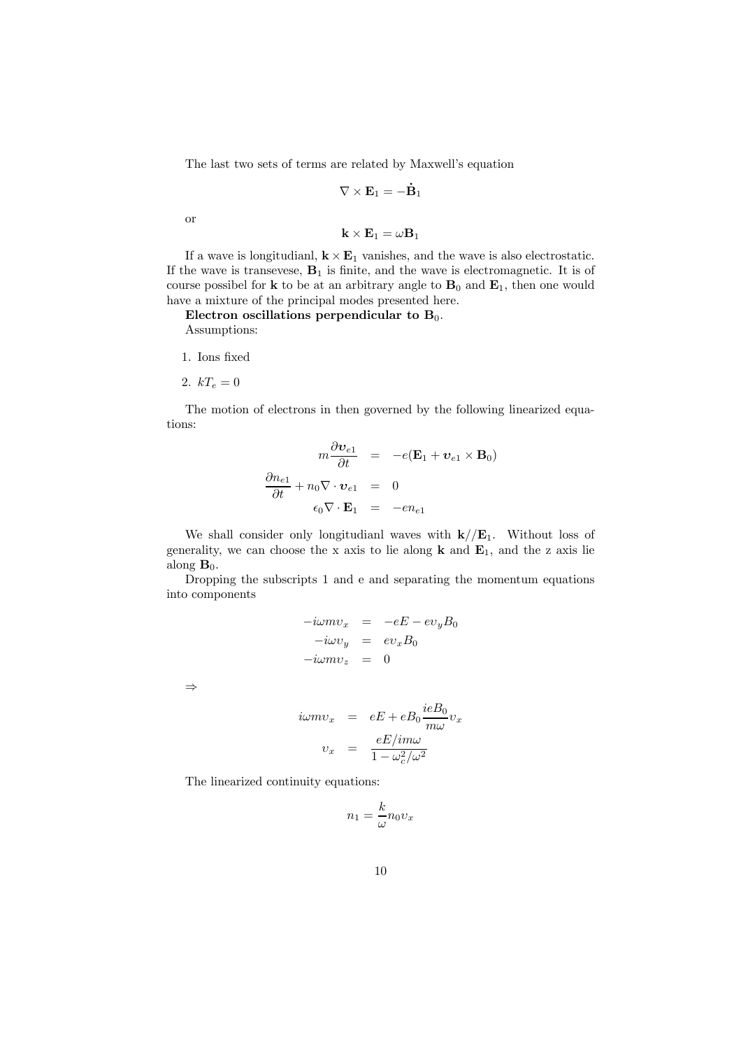The last two sets of terms are related by Maxwell's equation

$$\nabla \times \mathbf{E}_1 = -\dot{\mathbf{B}}_1$$

or

$$\mathbf{k} \times \mathbf{E}_1 = \omega \mathbf{B}_1$$

If a wave is longitudianl, $\mathbf{k} \times \mathbf{E}_1$ vanishes, and the wave is also electrostatic. If the wave is transevese, $\mathbf{B}_1$ is finite, and the wave is electromagnetic. It is of course possibel for $\mathbf{k}$ to be at an arbitrary angle to $\mathbf{B}_0$ and $\mathbf{E}_1$, then one would have a mixture of the principal modes presented here.

**Electron oscillations perpendicular to $\mathbf{B}_0$.**

Assumptions:

1. Ions fixed
2. $kT_e = 0$

The motion of electrons in then governed by the following linearized equations:

$$\begin{aligned}
m\frac{\partial \boldsymbol{v}_{e1}}{\partial t} &= -e(\mathbf{E}_1 + \boldsymbol{v}_{e1} \times \mathbf{B}_0) \\
\frac{\partial n_{e1}}{\partial t} + n_0 \nabla \cdot \boldsymbol{v}_{e1} &= 0 \\
\epsilon_0 \nabla \cdot \mathbf{E}_1 &= -e n_{e1}
\end{aligned}$$

We shall consider only longitudianl waves with $\mathbf{k} // \mathbf{E}_1$. Without loss of generality, we can choose the x axis to lie along $\mathbf{k}$ and $\mathbf{E}_1$, and the z axis lie along $\mathbf{B}_0$.

Dropping the subscripts 1 and e and separating the momentum equations into components

$$\begin{aligned}
-i\omega m v_x &= -eE - e v_y B_0 \\
-i\omega v_y &= e v_x B_0 \\
-i\omega m v_z &= 0
\end{aligned}$$

$\Rightarrow$

$$\begin{aligned}
i\omega m v_x &= eE + eB_0 \frac{ieB_0}{m\omega} v_x \\
v_x &= \frac{eE/im\omega}{1 - \omega_c^2/\omega^2}
\end{aligned}$$

The linearized continuity equations:

$$n_1 = \frac{k}{\omega} n_0 v_x$$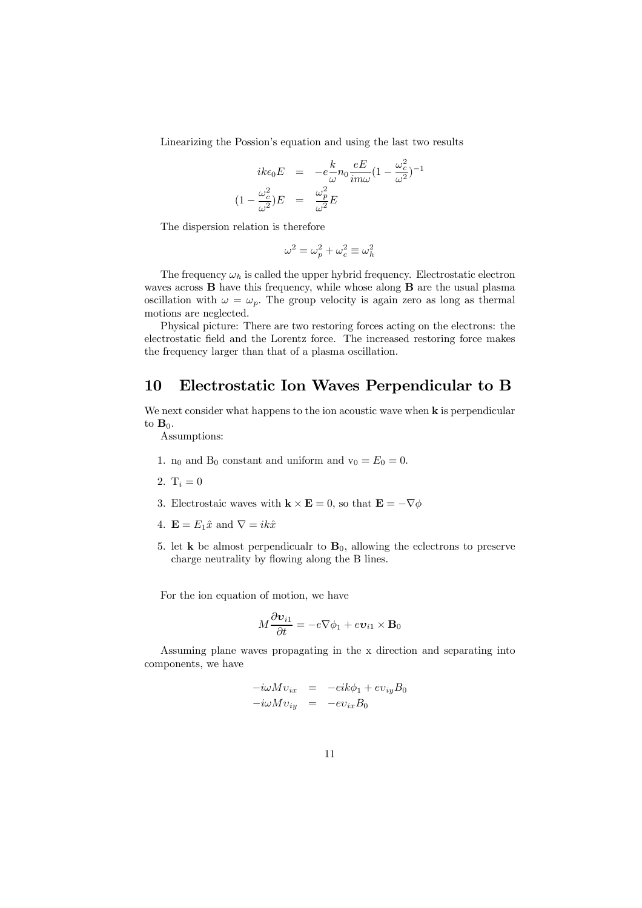Linearizing the Possion's equation and using the last two results

$$
\begin{aligned}
ik\epsilon_0 E &= -e\frac{k}{\omega}n_0\frac{eE}{im\omega}(1-\frac{\omega_c^2}{\omega^2})^{-1} \\
(1-\frac{\omega_c^2}{\omega^2})E &= \frac{\omega_p^2}{\omega^2}E
\end{aligned}
$$

The dispersion relation is therefore

$$
\omega^2 = \omega_p^2 + \omega_c^2 \equiv \omega_h^2
$$

The frequency $\omega_h$ is called the upper hybrid frequency. Electrostatic electron waves across **B** have this frequency, while whose along **B** are the usual plasma oscillation with $\omega = \omega_p$. The group velocity is again zero as long as thermal motions are neglected.

Physical picture: There are two restoring forces acting on the electrons: the electrostatic field and the Lorentz force. The increased restoring force makes the frequency larger than that of a plasma oscillation.

# 10 Electrostatic Ion Waves Perpendicular to B

We next consider what happens to the ion acoustic wave when **k** is perpendicular to $\mathbf{B}_0$.

Assumptions:

1. $n_0$ and $B_0$ constant and uniform and $v_0 = E_0 = 0$.
2. $T_i = 0$
3. Electrostaic waves with $\mathbf{k}\times\mathbf{E} = 0$, so that $\mathbf{E} = -\nabla\phi$
4. $\mathbf{E} = E_1\hat{x}$ and $\nabla = ik\hat{x}$
5. let **k** be almost perpendicualr to $\mathbf{B}_0$, allowing the eclectrons to preserve charge neutrality by flowing along the B lines.

For the ion equation of motion, we have

$$
M\frac{\partial \boldsymbol{v}_{i1}}{\partial t} = -e\nabla\phi_1 + e\boldsymbol{v}_{i1}\times\mathbf{B}_0
$$

Assuming plane waves propagating in the x direction and separating into components, we have

$$
\begin{aligned}
-i\omega M v_{ix} &= -eik\phi_1 + ev_{iy}B_0 \\
-i\omega M v_{iy} &= -ev_{ix}B_0
\end{aligned}
$$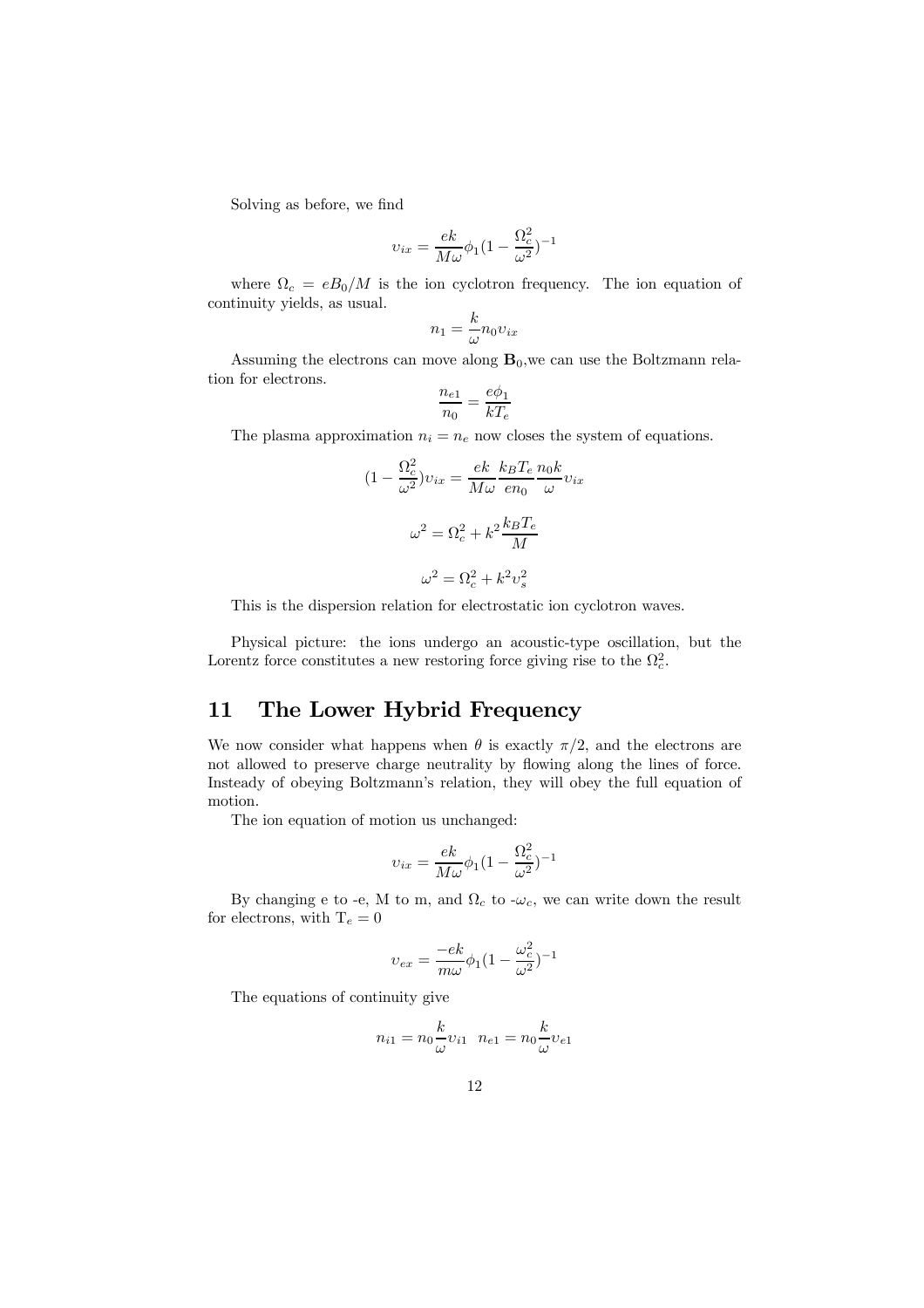Solving as before, we find

$$\upsilon_{ix} = \frac{ek}{M\omega}\phi_1(1 - \frac{\Omega_c^2}{\omega^2})^{-1}$$

where $\Omega_c = eB_0/M$ is the ion cyclotron frequency. The ion equation of continuity yields, as usual.

$$n_1 = \frac{k}{\omega}n_0\upsilon_{ix}$$

Assuming the electrons can move along $\mathbf{B}_0$,we can use the Boltzmann relation for electrons.

$$\frac{n_{e1}}{n_0} = \frac{e\phi_1}{kT_e}$$

The plasma approximation $n_i = n_e$ now closes the system of equations.

$$(1 - \frac{\Omega_c^2}{\omega^2})\upsilon_{ix} = \frac{ek}{M\omega}\frac{k_BT_e}{en_0}\frac{n_0k}{\omega}\upsilon_{ix}$$

$$\omega^2 = \Omega_c^2 + k^2\frac{k_BT_e}{M}$$

$$\omega^2 = \Omega_c^2 + k^2\upsilon_s^2$$

This is the dispersion relation for electrostatic ion cyclotron waves.

Physical picture: the ions undergo an acoustic-type oscillation, but the Lorentz force constitutes a new restoring force giving rise to the $\Omega_c^2$.

# 11 The Lower Hybrid Frequency

We now consider what happens when $\theta$ is exactly $\pi/2$, and the electrons are not allowed to preserve charge neutrality by flowing along the lines of force. Insteady of obeying Boltzmann's relation, they will obey the full equation of motion.

The ion equation of motion us unchanged:

$$\upsilon_{ix} = \frac{ek}{M\omega}\phi_1(1 - \frac{\Omega_c^2}{\omega^2})^{-1}$$

By changing e to -e, M to m, and $\Omega_c$ to -$\omega_c$, we can write down the result for electrons, with $T_e = 0$

$$\upsilon_{ex} = \frac{-ek}{m\omega}\phi_1(1 - \frac{\omega_c^2}{\omega^2})^{-1}$$

The equations of continuity give

$$n_{i1} = n_0\frac{k}{\omega}\upsilon_{i1} \quad n_{e1} = n_0\frac{k}{\omega}\upsilon_{e1}$$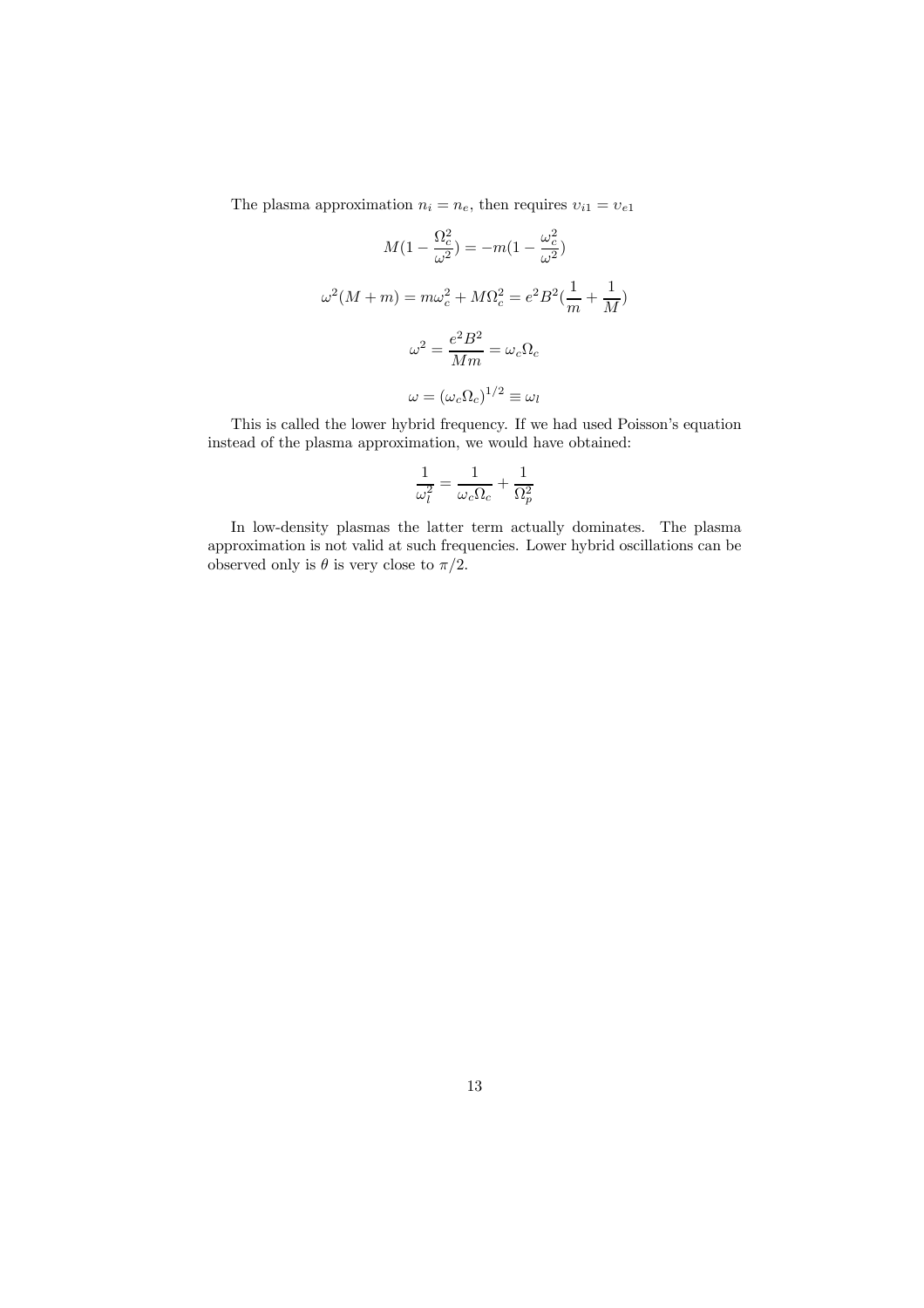The plasma approximation $n_i = n_e$, then requires $\upsilon_{i1} = \upsilon_{e1}$

$$M(1 - \frac{\Omega_c^2}{\omega^2}) = -m(1 - \frac{\omega_c^2}{\omega^2})$$

$$\omega^2(M + m) = m\omega_c^2 + M\Omega_c^2 = e^2B^2(\frac{1}{m} + \frac{1}{M})$$

$$\omega^2 = \frac{e^2B^2}{Mm} = \omega_c\Omega_c$$

$$\omega = (\omega_c\Omega_c)^{1/2} \equiv \omega_l$$

This is called the lower hybrid frequency. If we had used Poisson's equation instead of the plasma approximation, we would have obtained:

$$\frac{1}{\omega_l^2} = \frac{1}{\omega_c\Omega_c} + \frac{1}{\Omega_p^2}$$

In low-density plasmas the latter term actually dominates. The plasma approximation is not valid at such frequencies. Lower hybrid oscillations can be observed only is $\theta$ is very close to $\pi/2$.